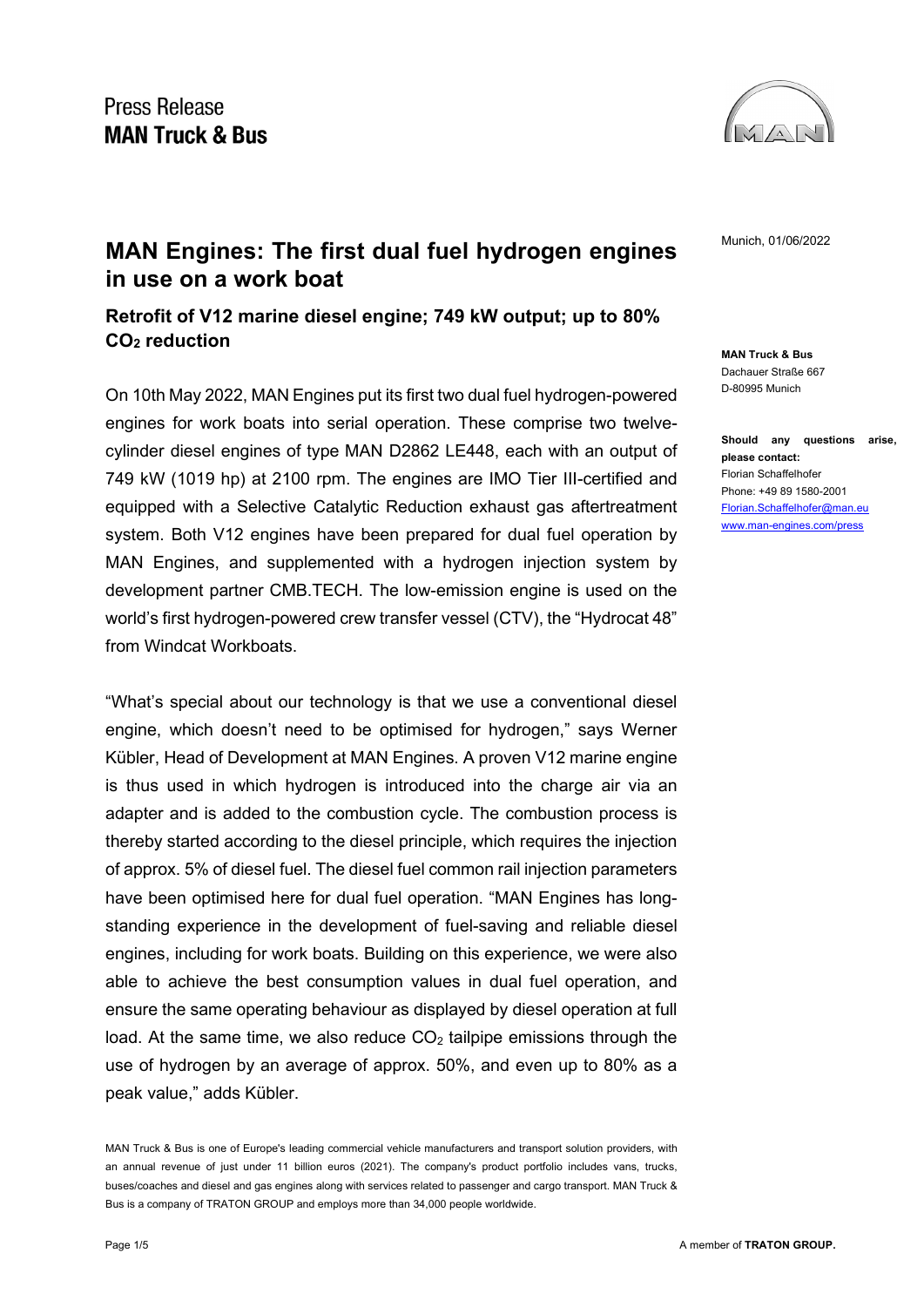Press Release
**MAN Truck & Bus**

Munich, 01/06/2022

# MAN Engines: The first dual fuel hydrogen engines in use on a work boat

## Retrofit of V12 marine diesel engine; 749 kW output; up to 80% $CO_2$ reduction

**MAN Truck & Bus**
Dachauer Straße 667
D-80995 Munich

**Should any questions arise, please contact:**
Florian Schaffelhofer
Phone: +49 89 1580-2001
Florian.Schaffelhofer@man.eu
www.man-engines.com/press

On 10th May 2022, MAN Engines put its first two dual fuel hydrogen-powered engines for work boats into serial operation. These comprise two twelve-cylinder diesel engines of type MAN D2862 LE448, each with an output of 749 kW (1019 hp) at 2100 rpm. The engines are IMO Tier III-certified and equipped with a Selective Catalytic Reduction exhaust gas aftertreatment system. Both V12 engines have been prepared for dual fuel operation by MAN Engines, and supplemented with a hydrogen injection system by development partner CMB.TECH. The low-emission engine is used on the world's first hydrogen-powered crew transfer vessel (CTV), the "Hydrocat 48" from Windcat Workboats.

"What's special about our technology is that we use a conventional diesel engine, which doesn't need to be optimised for hydrogen," says Werner Kübler, Head of Development at MAN Engines. A proven V12 marine engine is thus used in which hydrogen is introduced into the charge air via an adapter and is added to the combustion cycle. The combustion process is thereby started according to the diesel principle, which requires the injection of approx. 5% of diesel fuel. The diesel fuel common rail injection parameters have been optimised here for dual fuel operation. "MAN Engines has long-standing experience in the development of fuel-saving and reliable diesel engines, including for work boats. Building on this experience, we were also able to achieve the best consumption values in dual fuel operation, and ensure the same operating behaviour as displayed by diesel operation at full load. At the same time, we also reduce $CO_2$ tailpipe emissions through the use of hydrogen by an average of approx. 50%, and even up to 80% as a peak value," adds Kübler.

MAN Truck & Bus is one of Europe's leading commercial vehicle manufacturers and transport solution providers, with an annual revenue of just under 11 billion euros (2021). The company's product portfolio includes vans, trucks, buses/coaches and diesel and gas engines along with services related to passenger and cargo transport. MAN Truck & Bus is a company of TRATON GROUP and employs more than 34,000 people worldwide.

A member of **TRATON GROUP.**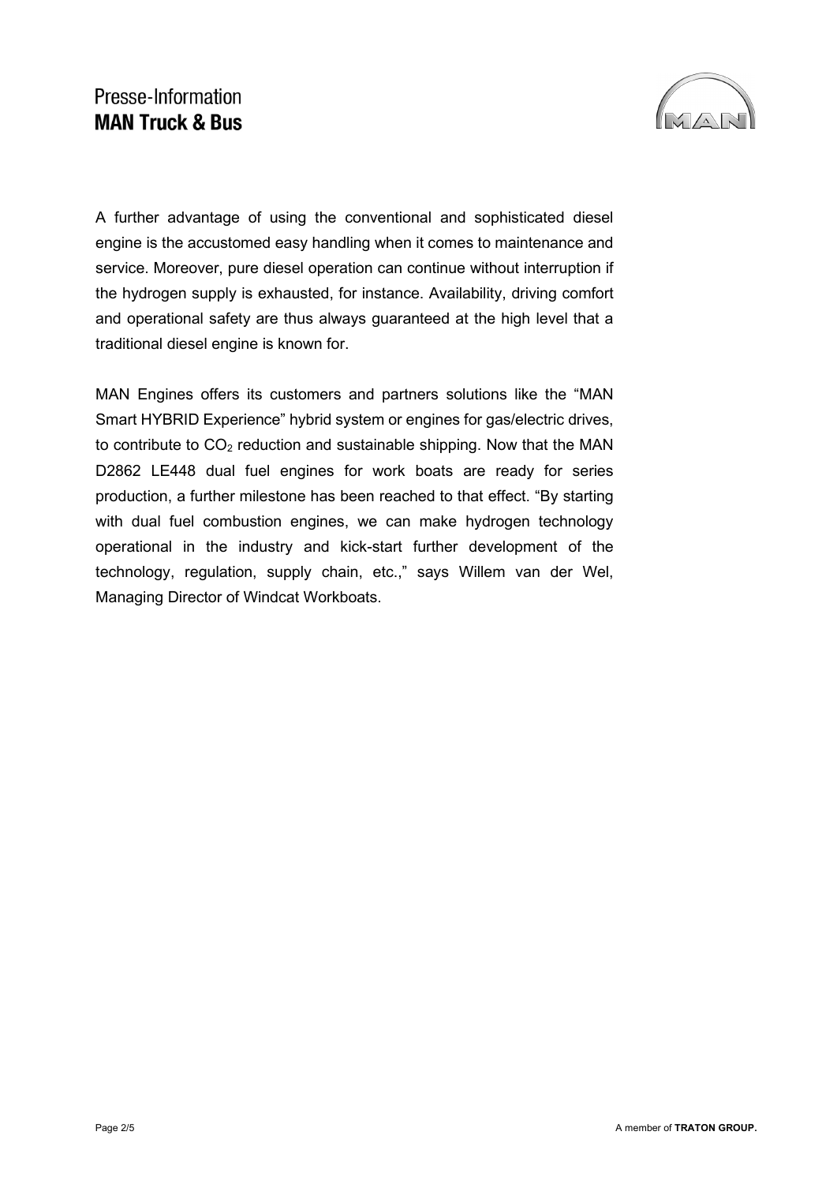A further advantage of using the conventional and sophisticated diesel engine is the accustomed easy handling when it comes to maintenance and service. Moreover, pure diesel operation can continue without interruption if the hydrogen supply is exhausted, for instance. Availability, driving comfort and operational safety are thus always guaranteed at the high level that a traditional diesel engine is known for.

MAN Engines offers its customers and partners solutions like the "MAN Smart HYBRID Experience" hybrid system or engines for gas/electric drives, to contribute to $CO_2$ reduction and sustainable shipping. Now that the MAN D2862 LE448 dual fuel engines for work boats are ready for series production, a further milestone has been reached to that effect. "By starting with dual fuel combustion engines, we can make hydrogen technology operational in the industry and kick-start further development of the technology, regulation, supply chain, etc.," says Willem van der Wel, Managing Director of Windcat Workboats.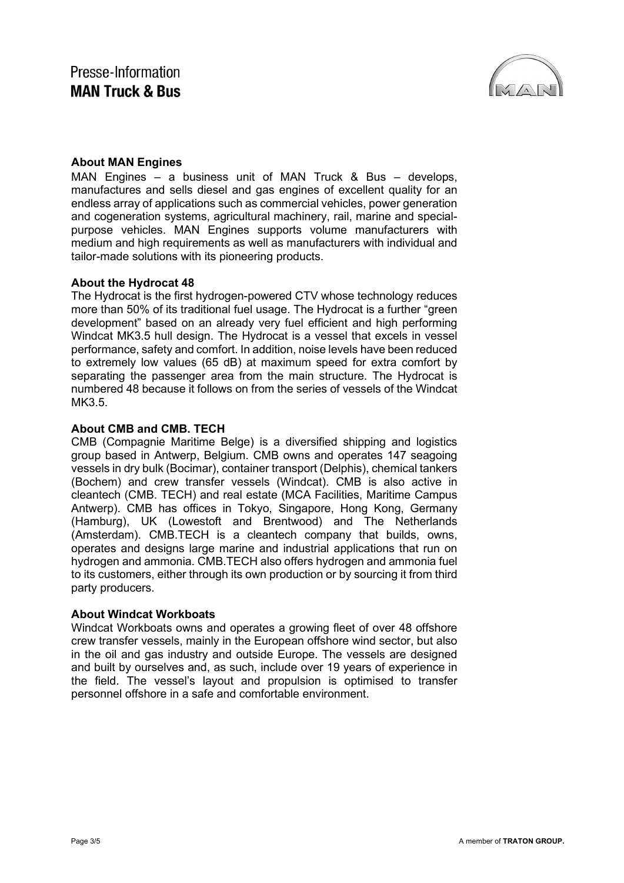**About MAN Engines**

MAN Engines – a business unit of MAN Truck & Bus – develops, manufactures and sells diesel and gas engines of excellent quality for an endless array of applications such as commercial vehicles, power generation and cogeneration systems, agricultural machinery, rail, marine and special-purpose vehicles. MAN Engines supports volume manufacturers with medium and high requirements as well as manufacturers with individual and tailor-made solutions with its pioneering products.

**About the Hydrocat 48**

The Hydrocat is the first hydrogen-powered CTV whose technology reduces more than 50% of its traditional fuel usage. The Hydrocat is a further "green development" based on an already very fuel efficient and high performing Windcat MK3.5 hull design. The Hydrocat is a vessel that excels in vessel performance, safety and comfort. In addition, noise levels have been reduced to extremely low values (65 dB) at maximum speed for extra comfort by separating the passenger area from the main structure. The Hydrocat is numbered 48 because it follows on from the series of vessels of the Windcat MK3.5.

**About CMB and CMB. TECH**

CMB (Compagnie Maritime Belge) is a diversified shipping and logistics group based in Antwerp, Belgium. CMB owns and operates 147 seagoing vessels in dry bulk (Bocimar), container transport (Delphis), chemical tankers (Bochem) and crew transfer vessels (Windcat). CMB is also active in cleantech (CMB. TECH) and real estate (MCA Facilities, Maritime Campus Antwerp). CMB has offices in Tokyo, Singapore, Hong Kong, Germany (Hamburg), UK (Lowestoft and Brentwood) and The Netherlands (Amsterdam). CMB.TECH is a cleantech company that builds, owns, operates and designs large marine and industrial applications that run on hydrogen and ammonia. CMB.TECH also offers hydrogen and ammonia fuel to its customers, either through its own production or by sourcing it from third party producers.

**About Windcat Workboats**

Windcat Workboats owns and operates a growing fleet of over 48 offshore crew transfer vessels, mainly in the European offshore wind sector, but also in the oil and gas industry and outside Europe. The vessels are designed and built by ourselves and, as such, include over 19 years of experience in the field. The vessel's layout and propulsion is optimised to transfer personnel offshore in a safe and comfortable environment.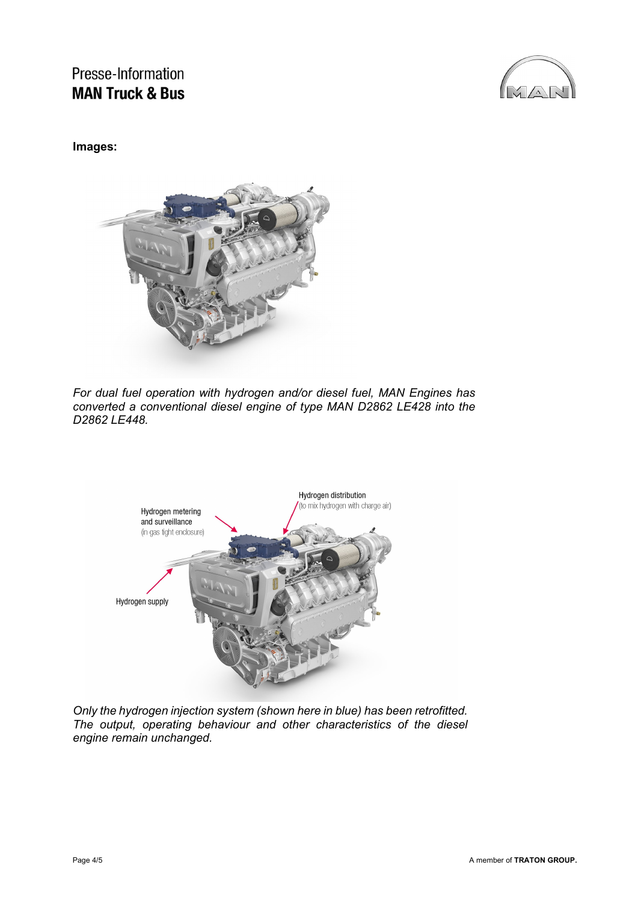**Images:**

*For dual fuel operation with hydrogen and/or diesel fuel, MAN Engines has converted a conventional diesel engine of type MAN D2862 LE428 into the D2862 LE448.*

Hydrogen distribution
(to mix hydrogen with charge air)

Hydrogen metering
and surveillance
(in gas tight enclosure)

Hydrogen supply

*Only the hydrogen injection system (shown here in blue) has been retrofitted. The output, operating behaviour and other characteristics of the diesel engine remain unchanged.*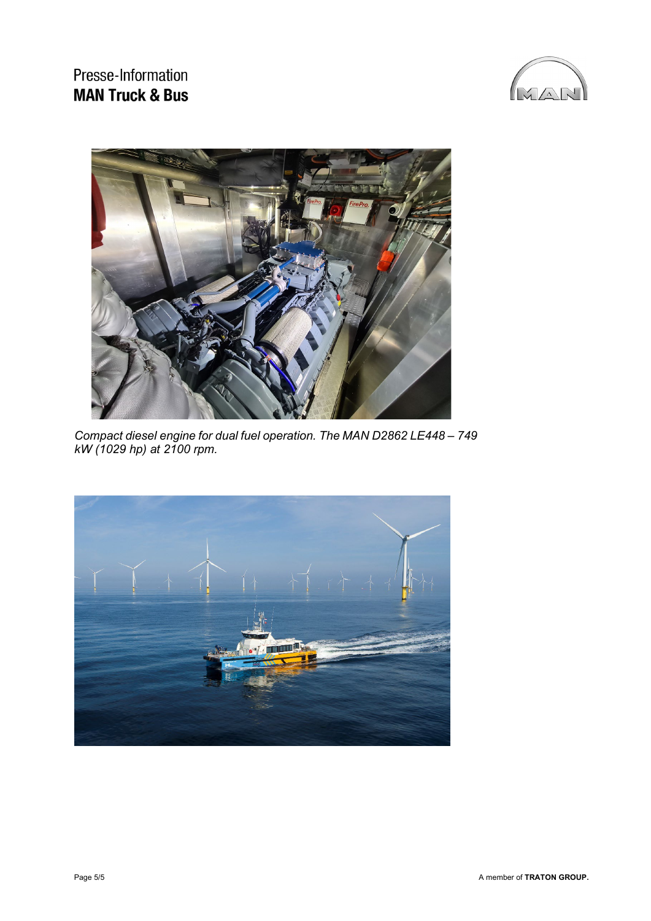*Compact diesel engine for dual fuel operation. The MAN D2862 LE448 – 749 kW (1029 hp) at 2100 rpm.*